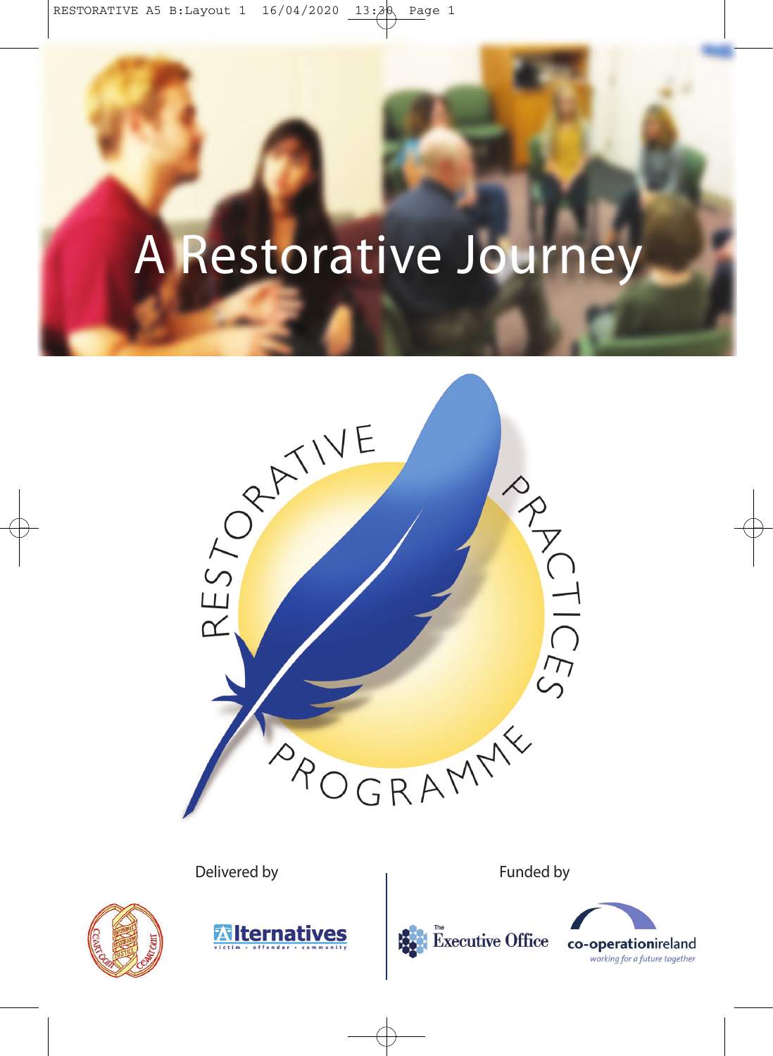# A Restorative Journey

RESTORATIVE PRACTICES PROGRAMME

Delivered by

Alternatives
victim • offender • community

Funded by

The Executive Office

co-operationireland
*working for a future together*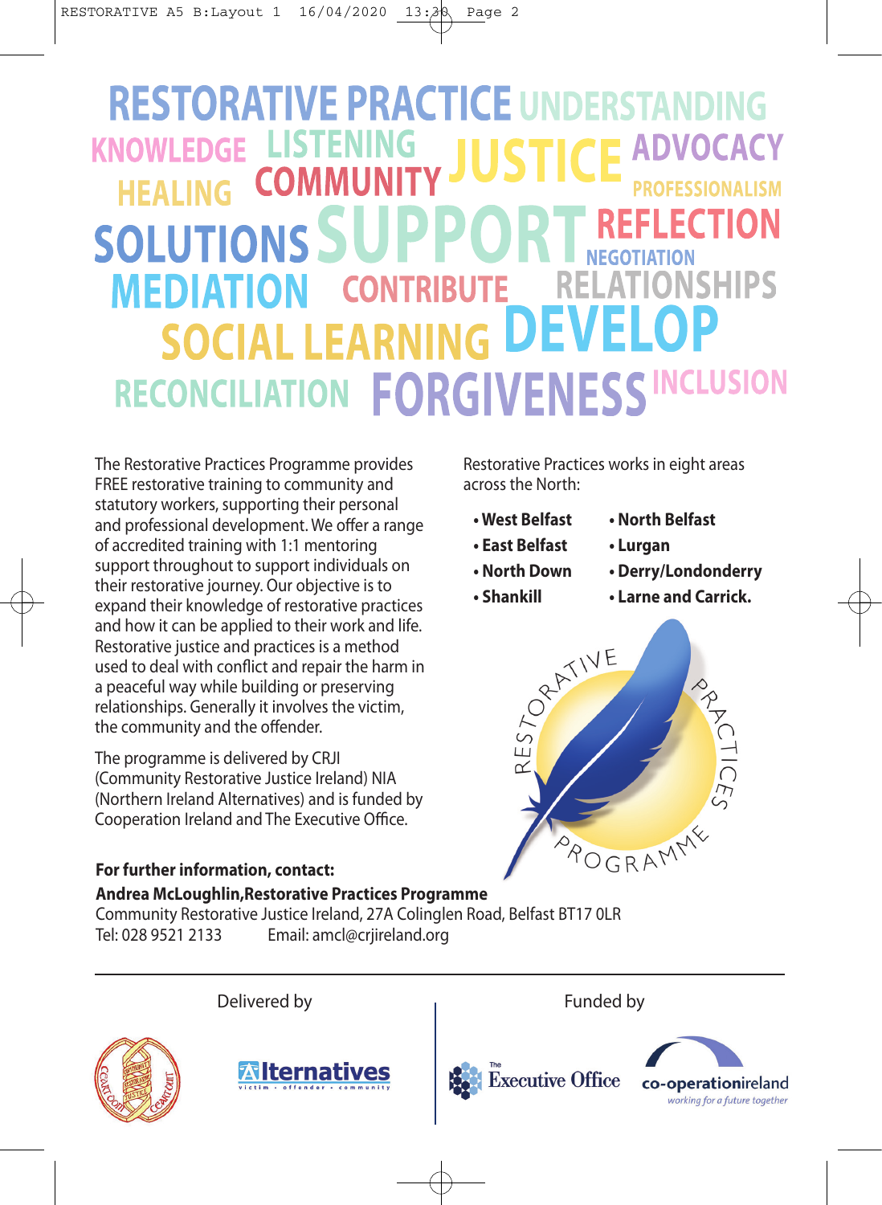RESTORATIVE PRACTICE UNDERSTANDING KNOWLEDGE LISTENING JUSTICE ADVOCACY HEALING COMMUNITY PROFESSIONALISM SOLUTIONS SUPPORT REFLECTION NEGOTIATION MEDIATION CONTRIBUTE RELATIONSHIPS SOCIAL LEARNING DEVELOP RECONCILIATION FORGIVENESS INCLUSION

The Restorative Practices Programme provides FREE restorative training to community and statutory workers, supporting their personal and professional development. We offer a range of accredited training with 1:1 mentoring support throughout to support individuals on their restorative journey. Our objective is to expand their knowledge of restorative practices and how it can be applied to their work and life. Restorative justice and practices is a method used to deal with conflict and repair the harm in a peaceful way while building or preserving relationships. Generally it involves the victim, the community and the offender.

The programme is delivered by CRJI (Community Restorative Justice Ireland) NIA (Northern Ireland Alternatives) and is funded by Cooperation Ireland and The Executive Office.

Restorative Practices works in eight areas across the North:

- **West Belfast**
- **East Belfast**
- **North Down**
- **Shankill**
- **North Belfast**
- **Lurgan**
- **Derry/Londonderry**
- **Larne and Carrick.**

RESTORATIVE PRACTICES PROGRAMME

**For further information, contact:**

**Andrea McLoughlin,Restorative Practices Programme**
Community Restorative Justice Ireland, 27A Colinglen Road, Belfast BT17 0LR
Tel: 028 9521 2133 Email: amcl@crjireland.org

Delivered by

Alternatives
victim · offender · community

Funded by

The Executive Office

co-operationireland
*working for a future together*